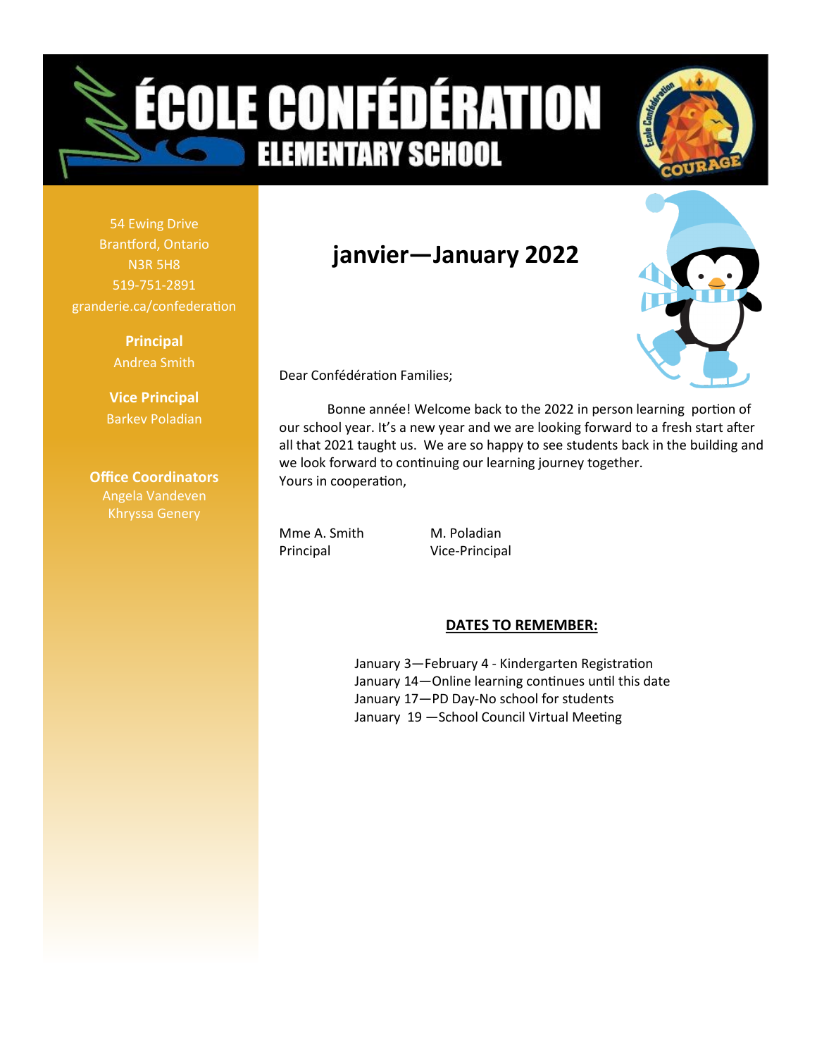# ÉCOLE CONFÉDÉRATION
## ELEMENTARY SCHOOL

COURAGE

54 Ewing Drive
Brantford, Ontario
N3R 5H8
519-751-2891
granderie.ca/confederation

**Principal**
Andrea Smith

**Vice Principal**
Barkev Poladian

**Office Coordinators**
Angela Vandeven
Khryssa Genery

## janvier—January 2022

Dear Confédération Families;

Bonne année! Welcome back to the 2022 in person learning portion of our school year. It's a new year and we are looking forward to a fresh start after all that 2021 taught us. We are so happy to see students back in the building and we look forward to continuing our learning journey together.
Yours in cooperation,

Mme A. Smith
Principal

M. Poladian
Vice-Principal

**DATES TO REMEMBER:**

January 3—February 4 - Kindergarten Registration
January 14—Online learning continues until this date
January 17—PD Day-No school for students
January 19 —School Council Virtual Meeting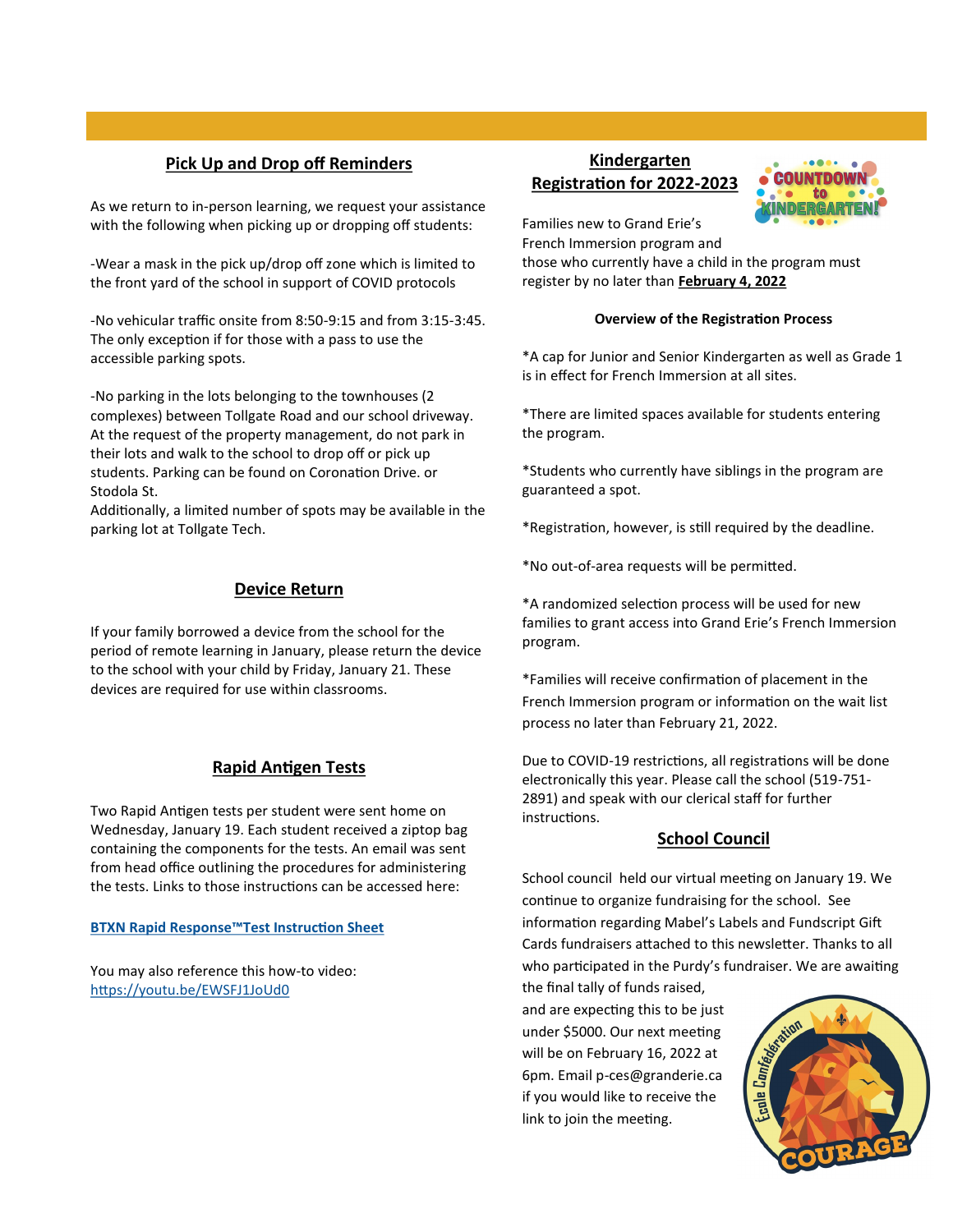## Pick Up and Drop off Reminders

As we return to in-person learning, we request your assistance with the following when picking up or dropping off students:

-Wear a mask in the pick up/drop off zone which is limited to the front yard of the school in support of COVID protocols

-No vehicular traffic onsite from 8:50-9:15 and from 3:15-3:45. The only exception if for those with a pass to use the accessible parking spots.

-No parking in the lots belonging to the townhouses (2 complexes) between Tollgate Road and our school driveway. At the request of the property management, do not park in their lots and walk to the school to drop off or pick up students. Parking can be found on Coronation Drive. or Stodola St.
Additionally, a limited number of spots may be available in the parking lot at Tollgate Tech.

## Device Return

If your family borrowed a device from the school for the period of remote learning in January, please return the device to the school with your child by Friday, January 21. These devices are required for use within classrooms.

## Rapid Antigen Tests

Two Rapid Antigen tests per student were sent home on Wednesday, January 19. Each student received a ziptop bag containing the components for the tests. An email was sent from head office outlining the procedures for administering the tests. Links to those instructions can be accessed here:

**BTXN Rapid Response™Test Instruction Sheet**

You may also reference this how-to video:
https://youtu.be/EWSFJ1JoUd0

## Kindergarten Registration for 2022-2023

Families new to Grand Erie's French Immersion program and those who currently have a child in the program must register by no later than **February 4, 2022**

**Overview of the Registration Process**

*A cap for Junior and Senior Kindergarten as well as Grade 1 is in effect for French Immersion at all sites.

*There are limited spaces available for students entering the program.

*Students who currently have siblings in the program are guaranteed a spot.

*Registration, however, is still required by the deadline.

*No out-of-area requests will be permitted.

*A randomized selection process will be used for new families to grant access into Grand Erie's French Immersion program.

*Families will receive confirmation of placement in the French Immersion program or information on the wait list process no later than February 21, 2022.

Due to COVID-19 restrictions, all registrations will be done electronically this year. Please call the school (519-751-2891) and speak with our clerical staff for further instructions.

## School Council

School council held our virtual meeting on January 19. We continue to organize fundraising for the school. See information regarding Mabel's Labels and Fundscript Gift Cards fundraisers attached to this newsletter. Thanks to all who participated in the Purdy's fundraiser. We are awaiting the final tally of funds raised, and are expecting this to be just under $5000. Our next meeting will be on February 16, 2022 at 6pm. Email p-ces@granderie.ca if you would like to receive the link to join the meeting.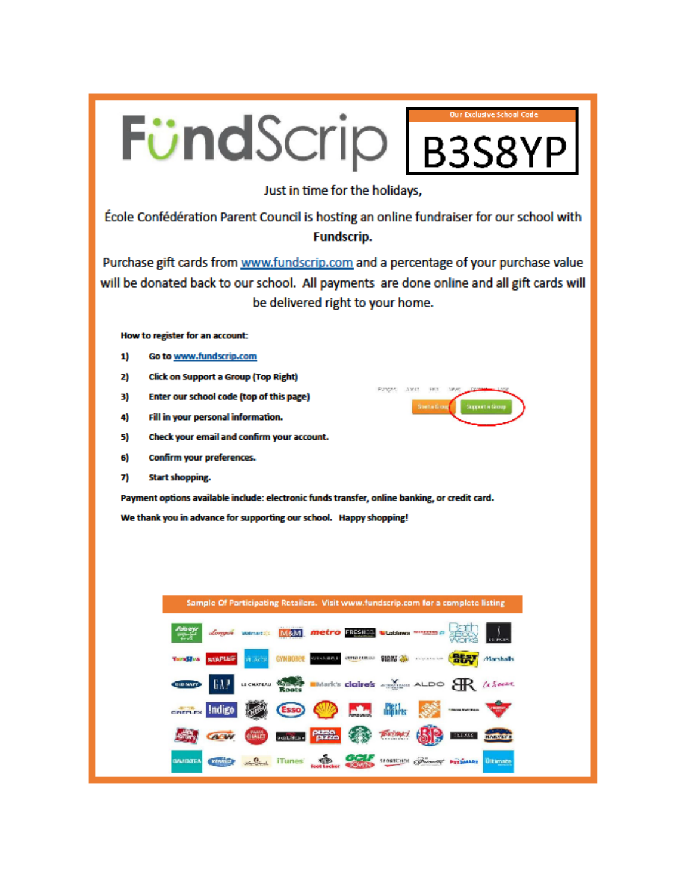# FündScrip

**Our Exclusive School Code**

**B3S8YP**

Just in time for the holidays,

École Confédération Parent Council is hosting an online fundraiser for our school with **Fundscrip.**

Purchase gift cards from www.fundscrip.com and a percentage of your purchase value will be donated back to our school. All payments are done online and all gift cards will be delivered right to your home.

**How to register for an account:**

1) **Go to www.fundscrip.com**
2) **Click on Support a Group (Top Right)**
3) **Enter our school code (top of this page)**
4) **Fill in your personal information.**
5) **Check your email and confirm your account.**
6) **Confirm your preferences.**
7) **Start shopping.**

**Payment options available include: electronic funds transfer, online banking, or credit card.**

**We thank you in advance for supporting our school. Happy shopping!**

**Sample Of Participating Retailers. Visit www.fundscrip.com for a complete listing**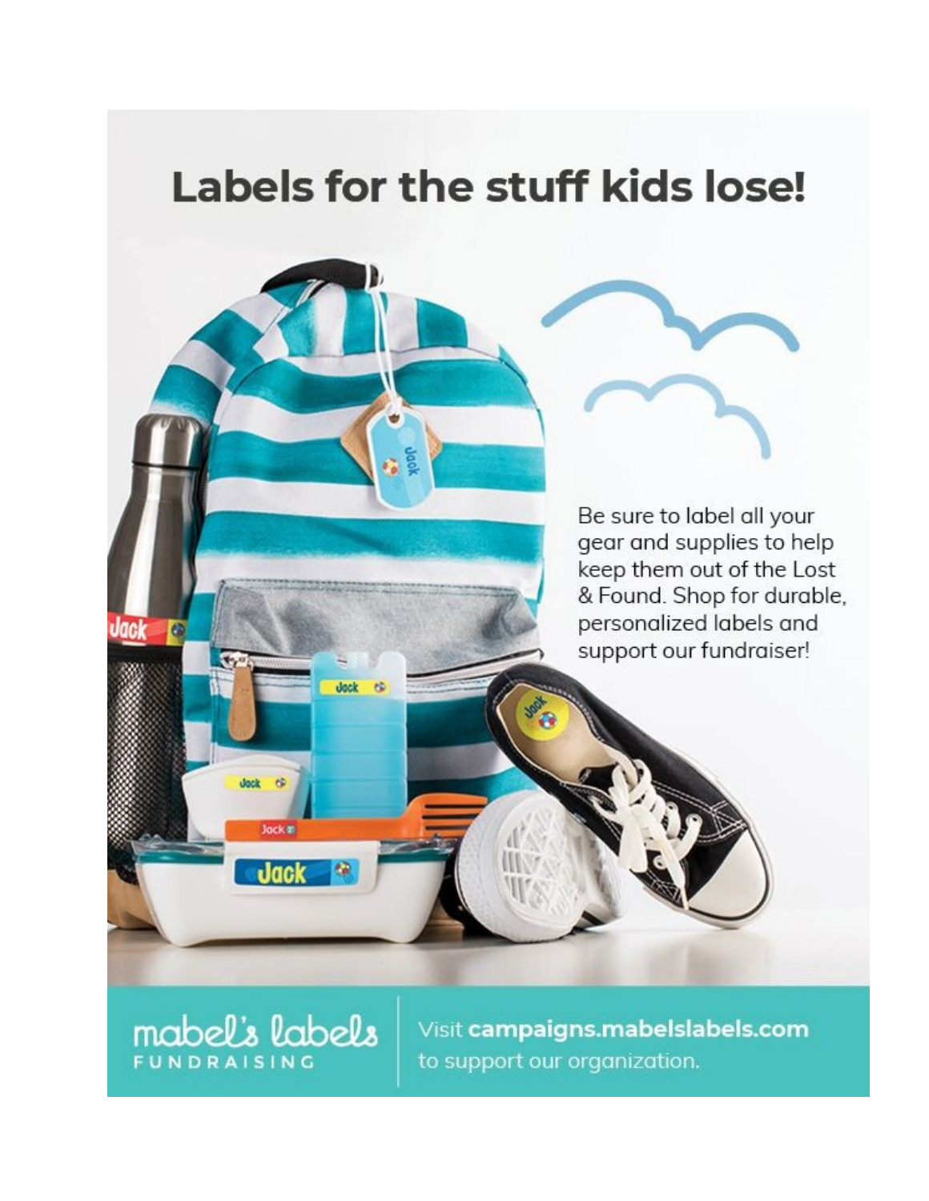# Labels for the stuff kids lose!

Be sure to label all your gear and supplies to help keep them out of the Lost & Found. Shop for durable, personalized labels and support our fundraiser!

mabel's labels FUNDRAISING

Visit **campaigns.mabelslabels.com** to support our organization.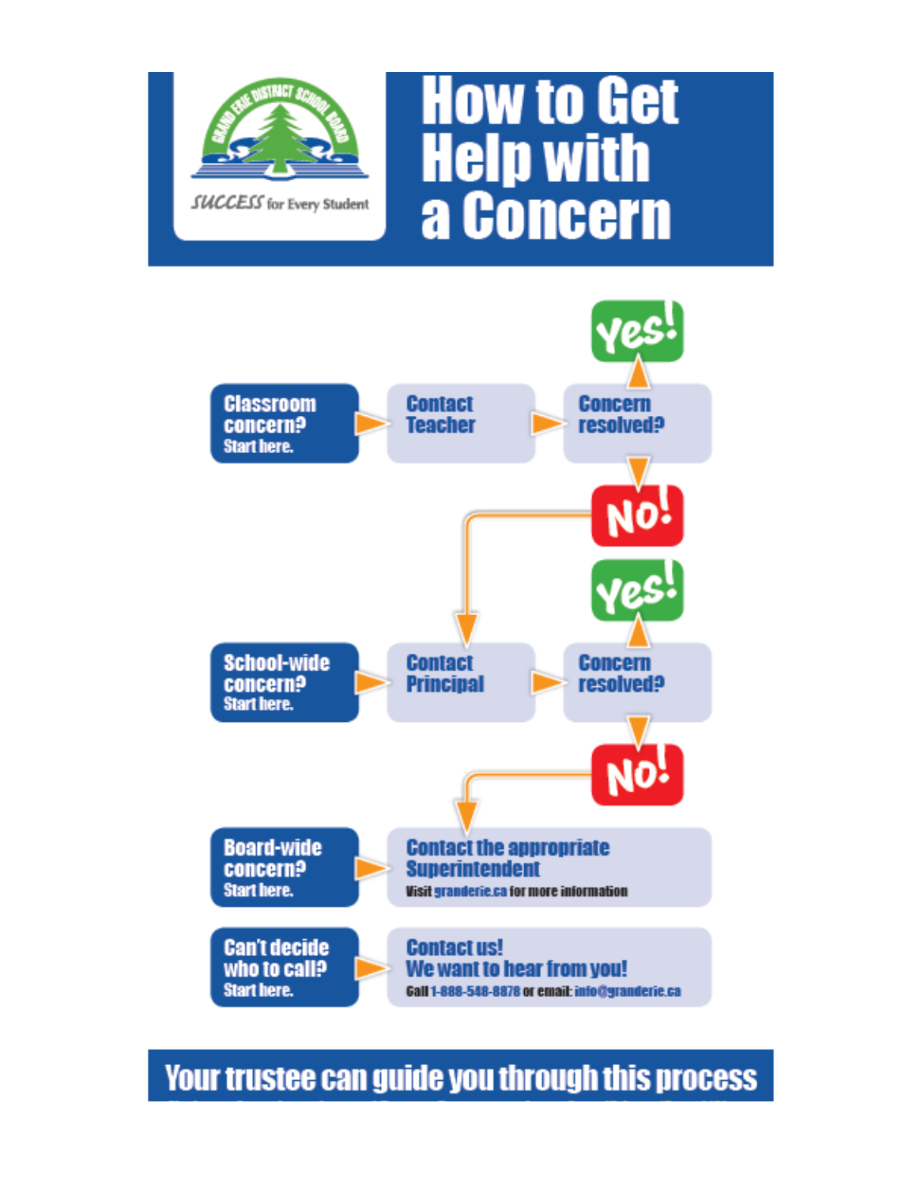# How to Get Help with a Concern

Grand Erie District School Board — SUCCESS for Every Student

**Classroom concern?** Start here. → Contact Teacher → Concern resolved? → Yes! / No!

**School-wide concern?** Start here. → Contact Principal → Concern resolved? → Yes! / No!

**Board-wide concern?** Start here. → Contact the appropriate Superintendent
Visit granderie.ca for more information

**Can't decide who to call?** Start here. → Contact us! We want to hear from you!
Call 1-888-548-8878 or email: info@granderie.ca

**Your trustee can guide you through this process**